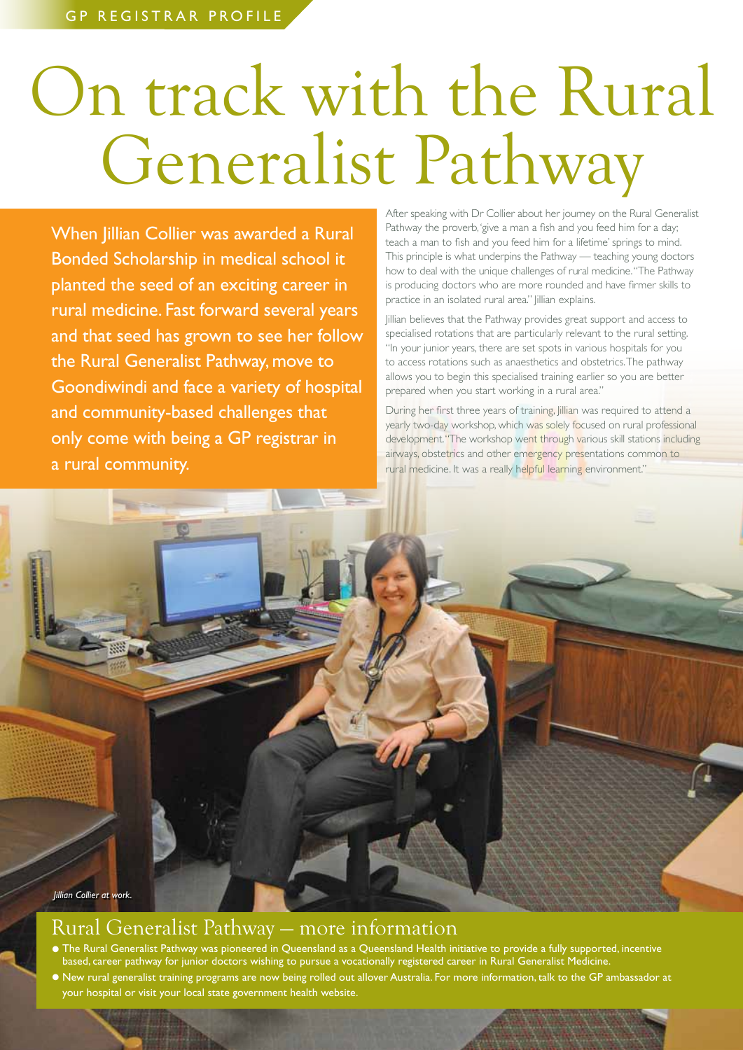GP REGISTRAR PROFILE

# On track with the Rural Generalist Pathway

When Jillian Collier was awarded a Rural Bonded Scholarship in medical school it planted the seed of an exciting career in rural medicine. Fast forward several years and that seed has grown to see her follow the Rural Generalist Pathway, move to Goondiwindi and face a variety of hospital and community-based challenges that only come with being a GP registrar in a rural community.

After speaking with Dr Collier about her journey on the Rural Generalist Pathway the proverb, 'give a man a fish and you feed him for a day; teach a man to fish and you feed him for a lifetime' springs to mind. This principle is what underpins the Pathway — teaching young doctors how to deal with the unique challenges of rural medicine. "The Pathway is producing doctors who are more rounded and have firmer skills to practice in an isolated rural area." Jillian explains.

Jillian believes that the Pathway provides great support and access to specialised rotations that are particularly relevant to the rural setting. "In your junior years, there are set spots in various hospitals for you to access rotations such as anaesthetics and obstetrics. The pathway allows you to begin this specialised training earlier so you are better prepared when you start working in a rural area."

During her first three years of training, Jillian was required to attend a yearly two-day workshop, which was solely focused on rural professional development. "The workshop went through various skill stations including airways, obstetrics and other emergency presentations common to rural medicine. It was a really helpful learning environment."

*Jillian Collier at work.*

## Rural Generalist Pathway – more information

- The Rural Generalist Pathway was pioneered in Queensland as a Queensland Health initiative to provide a fully supported, incentive based, career pathway for junior doctors wishing to pursue a vocationally registered career in Rural Generalist Medicine.
- New rural generalist training programs are now being rolled out allover Australia. For more information, talk to the GP ambassador at your hospital or visit your local state government health website.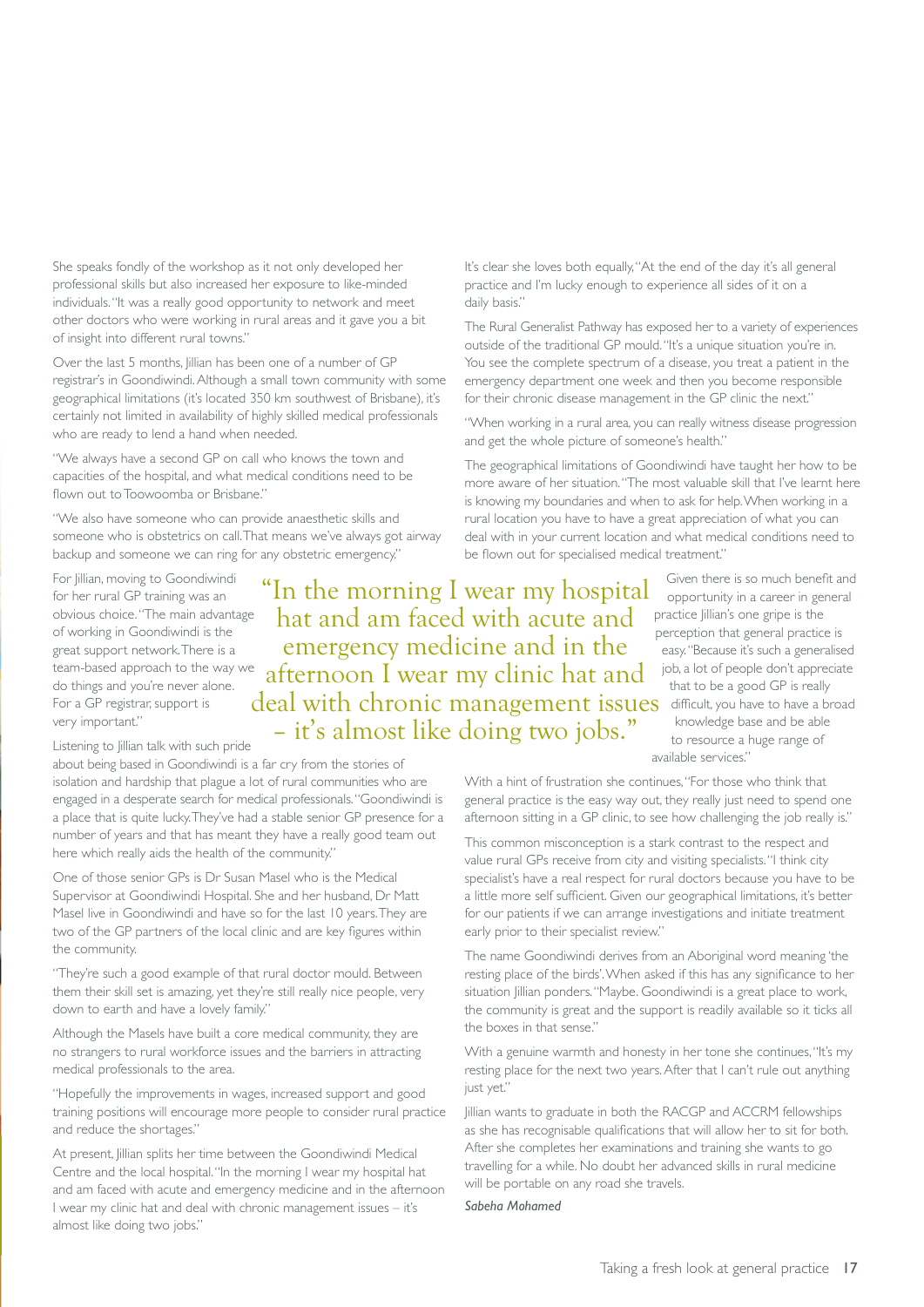She speaks fondly of the workshop as it not only developed her professional skills but also increased her exposure to like-minded individuals. "It was a really good opportunity to network and meet other doctors who were working in rural areas and it gave you a bit of insight into different rural towns."

Over the last 5 months, Jillian has been one of a number of GP registrar's in Goondiwindi. Although a small town community with some geographical limitations (it's located 350 km southwest of Brisbane), it's certainly not limited in availability of highly skilled medical professionals who are ready to lend a hand when needed.

"We always have a second GP on call who knows the town and capacities of the hospital, and what medical conditions need to be flown out to Toowoomba or Brisbane."

"We also have someone who can provide anaesthetic skills and someone who is obstetrics on call. That means we've always got airway backup and someone we can ring for any obstetric emergency."

For Jillian, moving to Goondiwindi for her rural GP training was an obvious choice. "The main advantage of working in Goondiwindi is the great support network. There is a team-based approach to the way we do things and you're never alone. For a GP registrar, support is very important."

> "In the morning I wear my hospital hat and am faced with acute and emergency medicine and in the afternoon I wear my clinic hat and deal with chronic management issues – it's almost like doing two jobs."

Listening to Jillian talk with such pride about being based in Goondiwindi is a far cry from the stories of isolation and hardship that plague a lot of rural communities who are engaged in a desperate search for medical professionals. "Goondiwindi is a place that is quite lucky. They've had a stable senior GP presence for a number of years and that has meant they have a really good team out here which really aids the health of the community."

One of those senior GPs is Dr Susan Masel who is the Medical Supervisor at Goondiwindi Hospital. She and her husband, Dr Matt Masel live in Goondiwindi and have so for the last 10 years. They are two of the GP partners of the local clinic and are key figures within the community.

"They're such a good example of that rural doctor mould. Between them their skill set is amazing, yet they're still really nice people, very down to earth and have a lovely family."

Although the Masels have built a core medical community, they are no strangers to rural workforce issues and the barriers in attracting medical professionals to the area.

"Hopefully the improvements in wages, increased support and good training positions will encourage more people to consider rural practice and reduce the shortages."

At present, Jillian splits her time between the Goondiwindi Medical Centre and the local hospital. "In the morning I wear my hospital hat and am faced with acute and emergency medicine and in the afternoon I wear my clinic hat and deal with chronic management issues – it's almost like doing two jobs."

It's clear she loves both equally, "At the end of the day it's all general practice and I'm lucky enough to experience all sides of it on a daily basis."

The Rural Generalist Pathway has exposed her to a variety of experiences outside of the traditional GP mould. "It's a unique situation you're in. You see the complete spectrum of a disease, you treat a patient in the emergency department one week and then you become responsible for their chronic disease management in the GP clinic the next."

"When working in a rural area, you can really witness disease progression and get the whole picture of someone's health."

The geographical limitations of Goondiwindi have taught her how to be more aware of her situation. "The most valuable skill that I've learnt here is knowing my boundaries and when to ask for help. When working in a rural location you have to have a great appreciation of what you can deal with in your current location and what medical conditions need to be flown out for specialised medical treatment."

Given there is so much benefit and opportunity in a career in general practice Jillian's one gripe is the perception that general practice is easy. "Because it's such a generalised job, a lot of people don't appreciate that to be a good GP is really difficult, you have to have a broad knowledge base and be able to resource a huge range of available services."

With a hint of frustration she continues, "For those who think that general practice is the easy way out, they really just need to spend one afternoon sitting in a GP clinic, to see how challenging the job really is."

This common misconception is a stark contrast to the respect and value rural GPs receive from city and visiting specialists. "I think city specialist's have a real respect for rural doctors because you have to be a little more self sufficient. Given our geographical limitations, it's better for our patients if we can arrange investigations and initiate treatment early prior to their specialist review."

The name Goondiwindi derives from an Aboriginal word meaning 'the resting place of the birds'. When asked if this has any significance to her situation Jillian ponders. "Maybe. Goondiwindi is a great place to work, the community is great and the support is readily available so it ticks all the boxes in that sense."

With a genuine warmth and honesty in her tone she continues, "It's my resting place for the next two years. After that I can't rule out anything just yet."

Jillian wants to graduate in both the RACGP and ACCRM fellowships as she has recognisable qualifications that will allow her to sit for both. After she completes her examinations and training she wants to go travelling for a while. No doubt her advanced skills in rural medicine will be portable on any road she travels.

*Sabeha Mohamed*